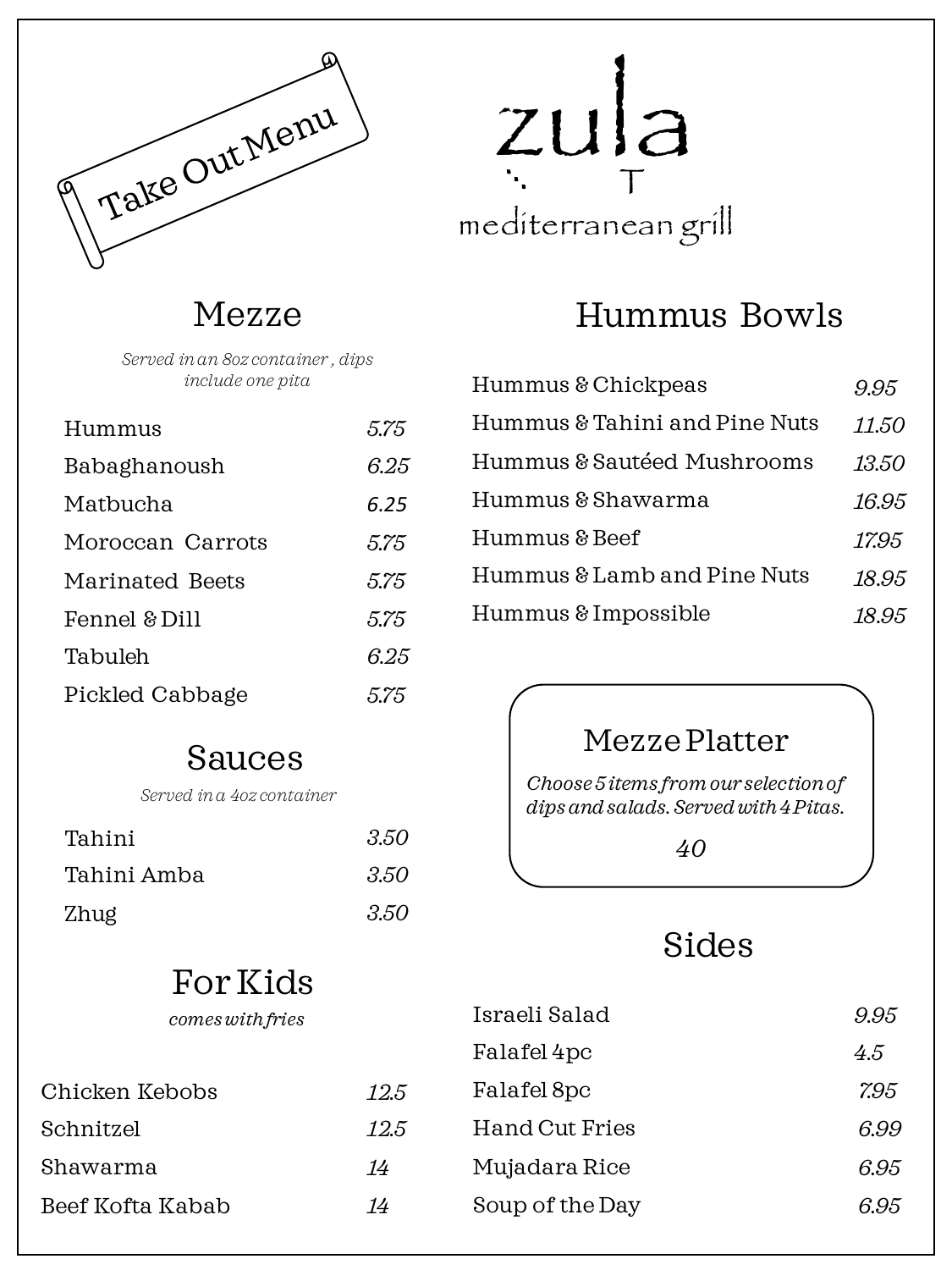Take Out Menu

# zula

mediterranean grill

## Mezze

*Served in an 8oz container , dips include one pita*

| Item | Price |
|---|---|
| Hummus | 5.75 |
| Babaghanoush | 6.25 |
| Matbucha | 6.25 |
| Moroccan Carrots | 5.75 |
| Marinated Beets | 5.75 |
| Fennel & Dill | 5.75 |
| Tabuleh | 6.25 |
| Pickled Cabbage | 5.75 |

## Sauces

*Served in a 4oz container*

| Item | Price |
|---|---|
| Tahini | 3.50 |
| Tahini Amba | 3.50 |
| Zhug | 3.50 |

## For Kids

*comes with fries*

| Item | Price |
|---|---|
| Chicken Kebobs | 12.5 |
| Schnitzel | 12.5 |
| Shawarma | 14 |
| Beef Kofta Kabab | 14 |

## Hummus Bowls

| Item | Price |
|---|---|
| Hummus & Chickpeas | 9.95 |
| Hummus & Tahini and Pine Nuts | 11.50 |
| Hummus & Sautéed Mushrooms | 13.50 |
| Hummus & Shawarma | 16.95 |
| Hummus & Beef | 17.95 |
| Hummus & Lamb and Pine Nuts | 18.95 |
| Hummus & Impossible | 18.95 |

## Mezze Platter

*Choose 5 items from our selection of dips and salads. Served with 4 Pitas.*

40

## Sides

| Item | Price |
|---|---|
| Israeli Salad | 9.95 |
| Falafel 4pc | 4.5 |
| Falafel 8pc | 7.95 |
| Hand Cut Fries | 6.99 |
| Mujadara Rice | 6.95 |
| Soup of the Day | 6.95 |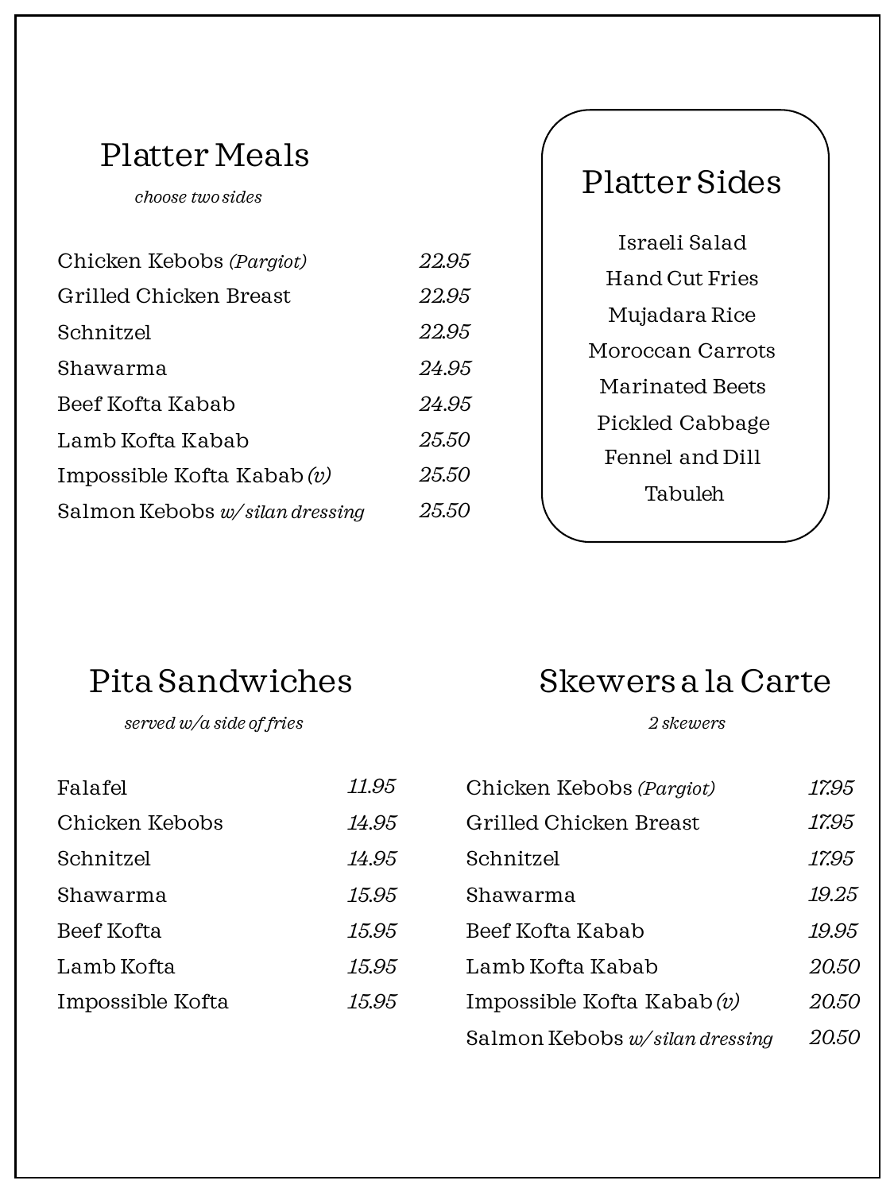## Platter Meals

*choose two sides*

| | |
|---|---|
| Chicken Kebobs *(Pargiot)* | *22.95* |
| Grilled Chicken Breast | *22.95* |
| Schnitzel | *22.95* |
| Shawarma | *24.95* |
| Beef Kofta Kabab | *24.95* |
| Lamb Kofta Kabab | *25.50* |
| Impossible Kofta Kabab *(v)* | *25.50* |
| Salmon Kebobs *w/ silan dressing* | *25.50* |

## Platter Sides

- Israeli Salad
- Hand Cut Fries
- Mujadara Rice
- Moroccan Carrots
- Marinated Beets
- Pickled Cabbage
- Fennel and Dill
- Tabuleh

## Pita Sandwiches

*served w/a side of fries*

| | |
|---|---|
| Falafel | *11.95* |
| Chicken Kebobs | *14.95* |
| Schnitzel | *14.95* |
| Shawarma | *15.95* |
| Beef Kofta | *15.95* |
| Lamb Kofta | *15.95* |
| Impossible Kofta | *15.95* |

## Skewers a la Carte

*2 skewers*

| | |
|---|---|
| Chicken Kebobs *(Pargiot)* | *17.95* |
| Grilled Chicken Breast | *17.95* |
| Schnitzel | *17.95* |
| Shawarma | *19.25* |
| Beef Kofta Kabab | *19.95* |
| Lamb Kofta Kabab | *20.50* |
| Impossible Kofta Kabab *(v)* | *20.50* |
| Salmon Kebobs *w/ silan dressing* | *20.50* |